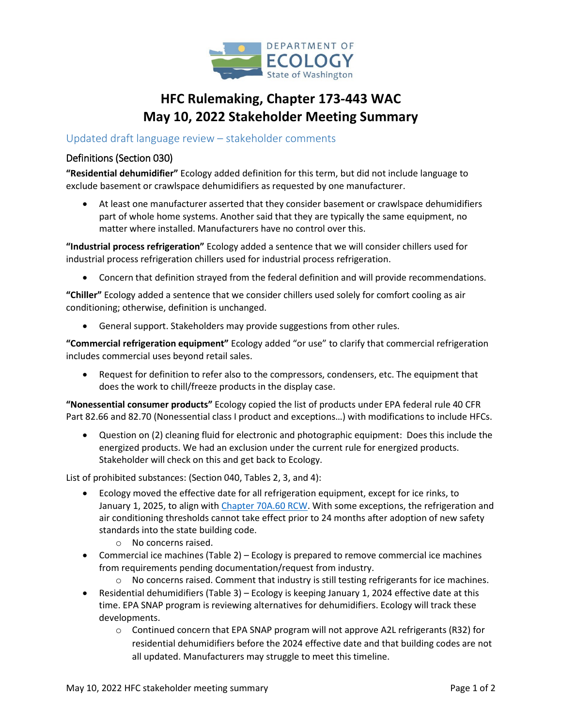# HFC Rulemaking, Chapter 173-443 WAC
# May 10, 2022 Stakeholder Meeting Summary

## Updated draft language review – stakeholder comments

### Definitions (Section 030)

**"Residential dehumidifier"** Ecology added definition for this term, but did not include language to exclude basement or crawlspace dehumidifiers as requested by one manufacturer.

- At least one manufacturer asserted that they consider basement or crawlspace dehumidifiers part of whole home systems. Another said that they are typically the same equipment, no matter where installed. Manufacturers have no control over this.

**"Industrial process refrigeration"** Ecology added a sentence that we will consider chillers used for industrial process refrigeration chillers used for industrial process refrigeration.

- Concern that definition strayed from the federal definition and will provide recommendations.

**"Chiller"** Ecology added a sentence that we consider chillers used solely for comfort cooling as air conditioning; otherwise, definition is unchanged.

- General support. Stakeholders may provide suggestions from other rules.

**"Commercial refrigeration equipment"** Ecology added "or use" to clarify that commercial refrigeration includes commercial uses beyond retail sales.

- Request for definition to refer also to the compressors, condensers, etc. The equipment that does the work to chill/freeze products in the display case.

**"Nonessential consumer products"** Ecology copied the list of products under EPA federal rule 40 CFR Part 82.66 and 82.70 (Nonessential class I product and exceptions…) with modifications to include HFCs.

- Question on (2) cleaning fluid for electronic and photographic equipment: Does this include the energized products. We had an exclusion under the current rule for energized products. Stakeholder will check on this and get back to Ecology.

List of prohibited substances: (Section 040, Tables 2, 3, and 4):

- Ecology moved the effective date for all refrigeration equipment, except for ice rinks, to January 1, 2025, to align with Chapter 70A.60 RCW. With some exceptions, the refrigeration and air conditioning thresholds cannot take effect prior to 24 months after adoption of new safety standards into the state building code.
    - No concerns raised.
- Commercial ice machines (Table 2) – Ecology is prepared to remove commercial ice machines from requirements pending documentation/request from industry.
    - No concerns raised. Comment that industry is still testing refrigerants for ice machines.
- Residential dehumidifiers (Table 3) – Ecology is keeping January 1, 2024 effective date at this time. EPA SNAP program is reviewing alternatives for dehumidifiers. Ecology will track these developments.
    - Continued concern that EPA SNAP program will not approve A2L refrigerants (R32) for residential dehumidifiers before the 2024 effective date and that building codes are not all updated. Manufacturers may struggle to meet this timeline.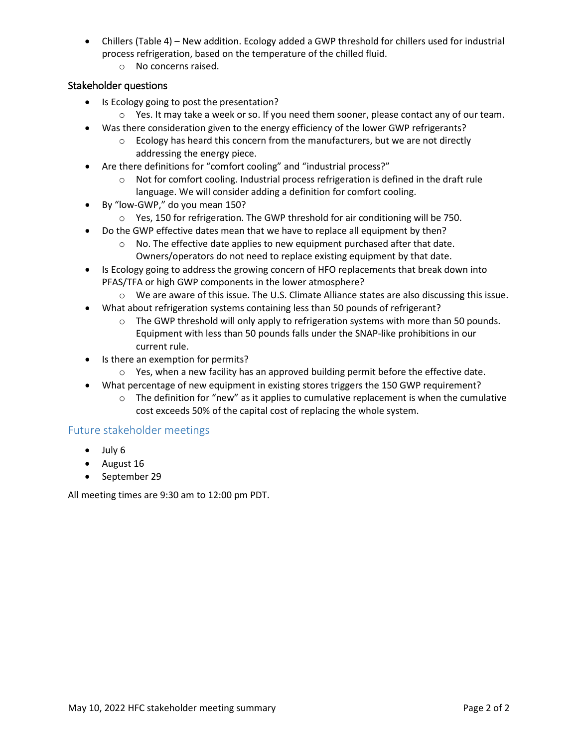- Chillers (Table 4) – New addition. Ecology added a GWP threshold for chillers used for industrial process refrigeration, based on the temperature of the chilled fluid.
  - No concerns raised.

### Stakeholder questions

- Is Ecology going to post the presentation?
  - Yes. It may take a week or so. If you need them sooner, please contact any of our team.
- Was there consideration given to the energy efficiency of the lower GWP refrigerants?
  - Ecology has heard this concern from the manufacturers, but we are not directly addressing the energy piece.
- Are there definitions for "comfort cooling" and "industrial process?"
  - Not for comfort cooling. Industrial process refrigeration is defined in the draft rule language. We will consider adding a definition for comfort cooling.
- By "low-GWP," do you mean 150?
  - Yes, 150 for refrigeration. The GWP threshold for air conditioning will be 750.
- Do the GWP effective dates mean that we have to replace all equipment by then?
  - No. The effective date applies to new equipment purchased after that date. Owners/operators do not need to replace existing equipment by that date.
- Is Ecology going to address the growing concern of HFO replacements that break down into PFAS/TFA or high GWP components in the lower atmosphere?
  - We are aware of this issue. The U.S. Climate Alliance states are also discussing this issue.
- What about refrigeration systems containing less than 50 pounds of refrigerant?
  - The GWP threshold will only apply to refrigeration systems with more than 50 pounds. Equipment with less than 50 pounds falls under the SNAP-like prohibitions in our current rule.
- Is there an exemption for permits?
  - Yes, when a new facility has an approved building permit before the effective date.
- What percentage of new equipment in existing stores triggers the 150 GWP requirement?
  - The definition for "new" as it applies to cumulative replacement is when the cumulative cost exceeds 50% of the capital cost of replacing the whole system.

## Future stakeholder meetings

- July 6
- August 16
- September 29

All meeting times are 9:30 am to 12:00 pm PDT.